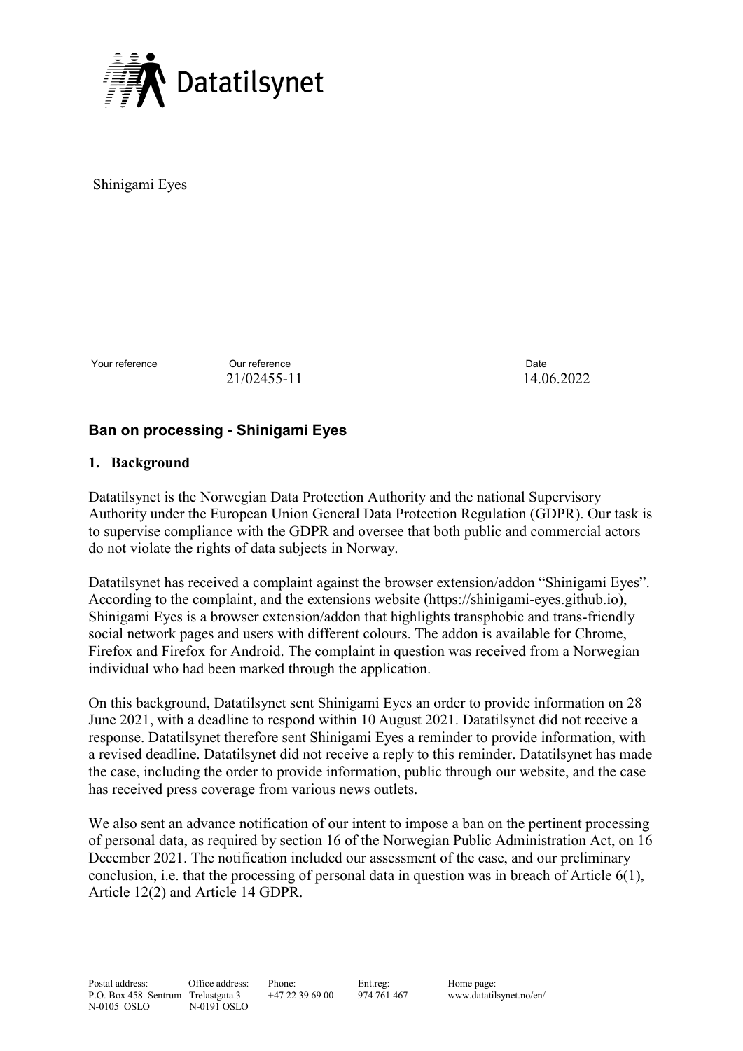Datatilsynet

Shinigami Eyes

| Your reference | Our reference | Date |
| --- | --- | --- |
| | 21/02455-11 | 14.06.2022 |

## Ban on processing - Shinigami Eyes

### 1. Background

Datatilsynet is the Norwegian Data Protection Authority and the national Supervisory Authority under the European Union General Data Protection Regulation (GDPR). Our task is to supervise compliance with the GDPR and oversee that both public and commercial actors do not violate the rights of data subjects in Norway.

Datatilsynet has received a complaint against the browser extension/addon "Shinigami Eyes". According to the complaint, and the extensions website (https://shinigami-eyes.github.io), Shinigami Eyes is a browser extension/addon that highlights transphobic and trans-friendly social network pages and users with different colours. The addon is available for Chrome, Firefox and Firefox for Android. The complaint in question was received from a Norwegian individual who had been marked through the application.

On this background, Datatilsynet sent Shinigami Eyes an order to provide information on 28 June 2021, with a deadline to respond within 10 August 2021. Datatilsynet did not receive a response. Datatilsynet therefore sent Shinigami Eyes a reminder to provide information, with a revised deadline. Datatilsynet did not receive a reply to this reminder. Datatilsynet has made the case, including the order to provide information, public through our website, and the case has received press coverage from various news outlets.

We also sent an advance notification of our intent to impose a ban on the pertinent processing of personal data, as required by section 16 of the Norwegian Public Administration Act, on 16 December 2021. The notification included our assessment of the case, and our preliminary conclusion, i.e. that the processing of personal data in question was in breach of Article 6(1), Article 12(2) and Article 14 GDPR.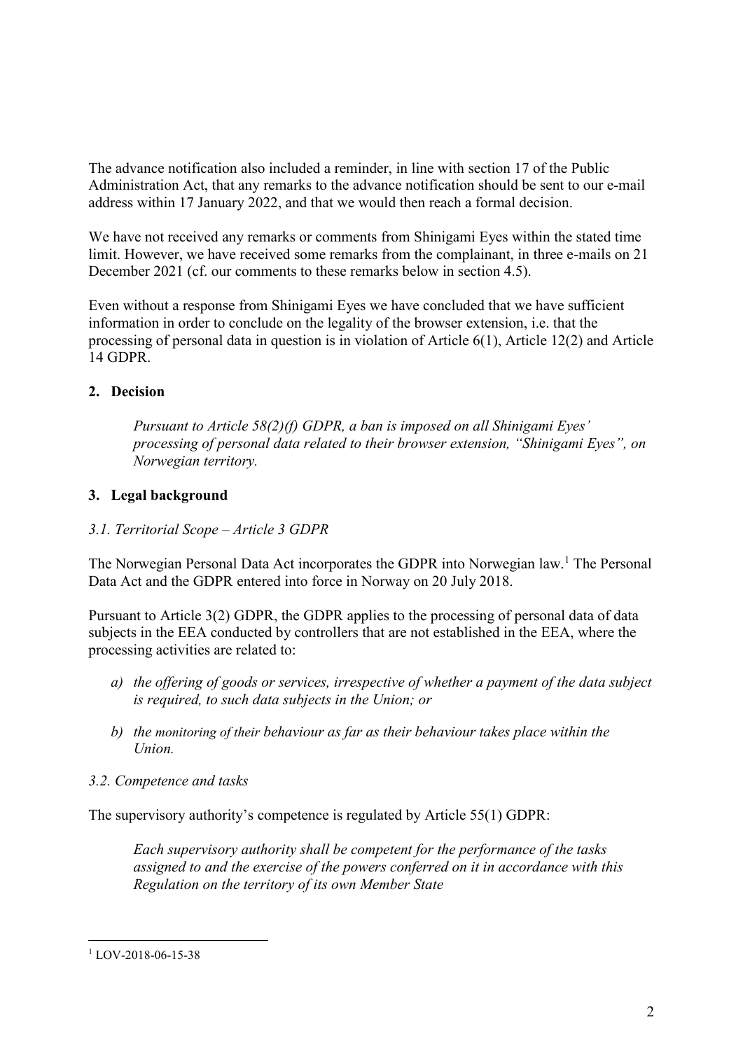The advance notification also included a reminder, in line with section 17 of the Public Administration Act, that any remarks to the advance notification should be sent to our e-mail address within 17 January 2022, and that we would then reach a formal decision.

We have not received any remarks or comments from Shinigami Eyes within the stated time limit. However, we have received some remarks from the complainant, in three e-mails on 21 December 2021 (cf. our comments to these remarks below in section 4.5).

Even without a response from Shinigami Eyes we have concluded that we have sufficient information in order to conclude on the legality of the browser extension, i.e. that the processing of personal data in question is in violation of Article 6(1), Article 12(2) and Article 14 GDPR.

## 2. Decision

> *Pursuant to Article 58(2)(f) GDPR, a ban is imposed on all Shinigami Eyes' processing of personal data related to their browser extension, "Shinigami Eyes", on Norwegian territory.*

## 3. Legal background

### *3.1. Territorial Scope – Article 3 GDPR*

The Norwegian Personal Data Act incorporates the GDPR into Norwegian law.[1] The Personal Data Act and the GDPR entered into force in Norway on 20 July 2018.

Pursuant to Article 3(2) GDPR, the GDPR applies to the processing of personal data of data subjects in the EEA conducted by controllers that are not established in the EEA, where the processing activities are related to:

> a) *the offering of goods or services, irrespective of whether a payment of the data subject is required, to such data subjects in the Union; or*
>
> b) *the monitoring of their behaviour as far as their behaviour takes place within the Union.*

### *3.2. Competence and tasks*

The supervisory authority's competence is regulated by Article 55(1) GDPR:

> *Each supervisory authority shall be competent for the performance of the tasks assigned to and the exercise of the powers conferred on it in accordance with this Regulation on the territory of its own Member State*

[1] LOV-2018-06-15-38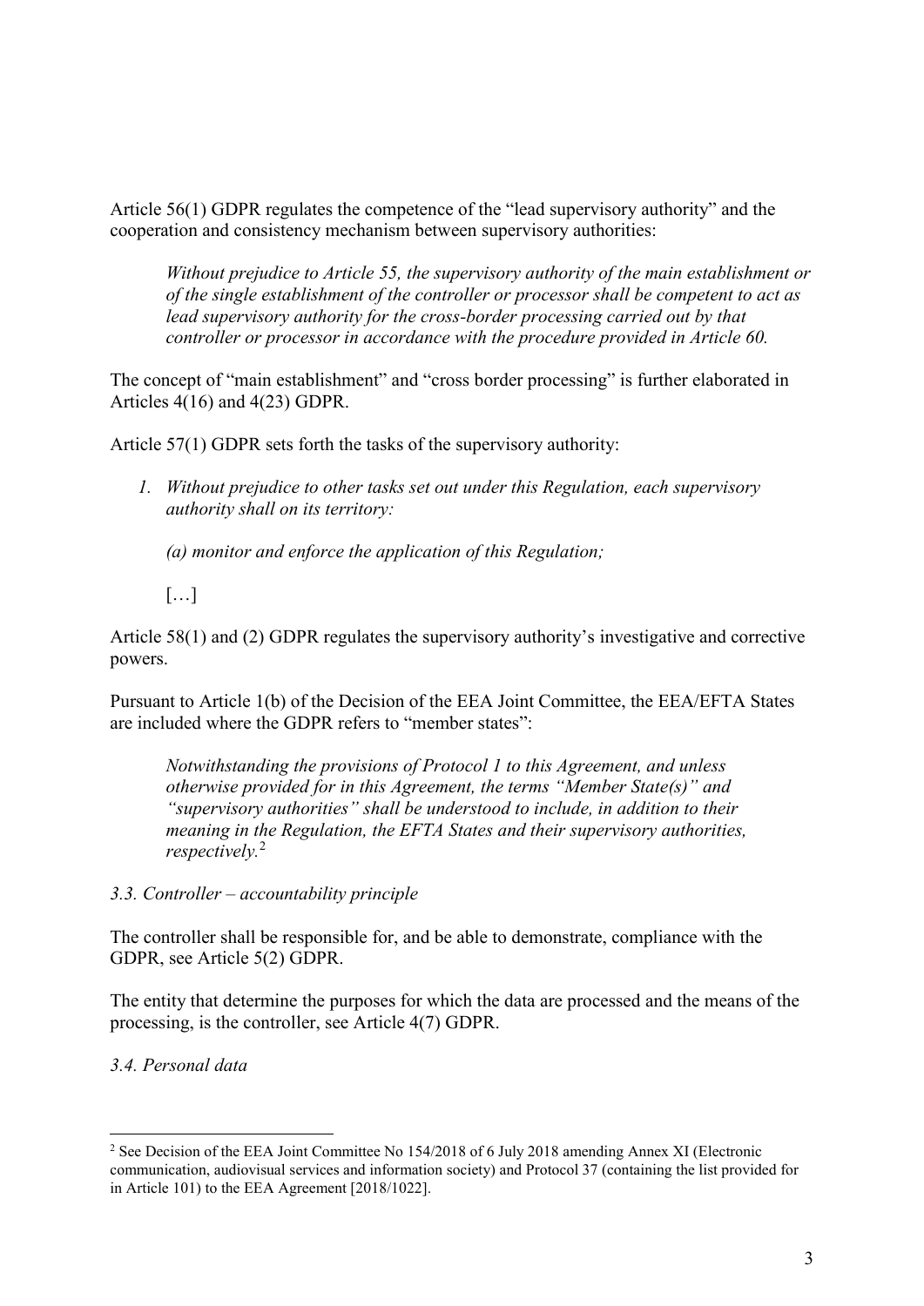Article 56(1) GDPR regulates the competence of the "lead supervisory authority" and the cooperation and consistency mechanism between supervisory authorities:

> *Without prejudice to Article 55, the supervisory authority of the main establishment or of the single establishment of the controller or processor shall be competent to act as lead supervisory authority for the cross-border processing carried out by that controller or processor in accordance with the procedure provided in Article 60.*

The concept of "main establishment" and "cross border processing" is further elaborated in Articles 4(16) and 4(23) GDPR.

Article 57(1) GDPR sets forth the tasks of the supervisory authority:

> *1. Without prejudice to other tasks set out under this Regulation, each supervisory authority shall on its territory:*
>
> *(a) monitor and enforce the application of this Regulation;*
>
> […]

Article 58(1) and (2) GDPR regulates the supervisory authority's investigative and corrective powers.

Pursuant to Article 1(b) of the Decision of the EEA Joint Committee, the EEA/EFTA States are included where the GDPR refers to "member states":

> *Notwithstanding the provisions of Protocol 1 to this Agreement, and unless otherwise provided for in this Agreement, the terms "Member State(s)" and "supervisory authorities" shall be understood to include, in addition to their meaning in the Regulation, the EFTA States and their supervisory authorities, respectively.*[2]

### *3.3. Controller – accountability principle*

The controller shall be responsible for, and be able to demonstrate, compliance with the GDPR, see Article 5(2) GDPR.

The entity that determine the purposes for which the data are processed and the means of the processing, is the controller, see Article 4(7) GDPR.

### *3.4. Personal data*

---

[2] See Decision of the EEA Joint Committee No 154/2018 of 6 July 2018 amending Annex XI (Electronic communication, audiovisual services and information society) and Protocol 37 (containing the list provided for in Article 101) to the EEA Agreement [2018/1022].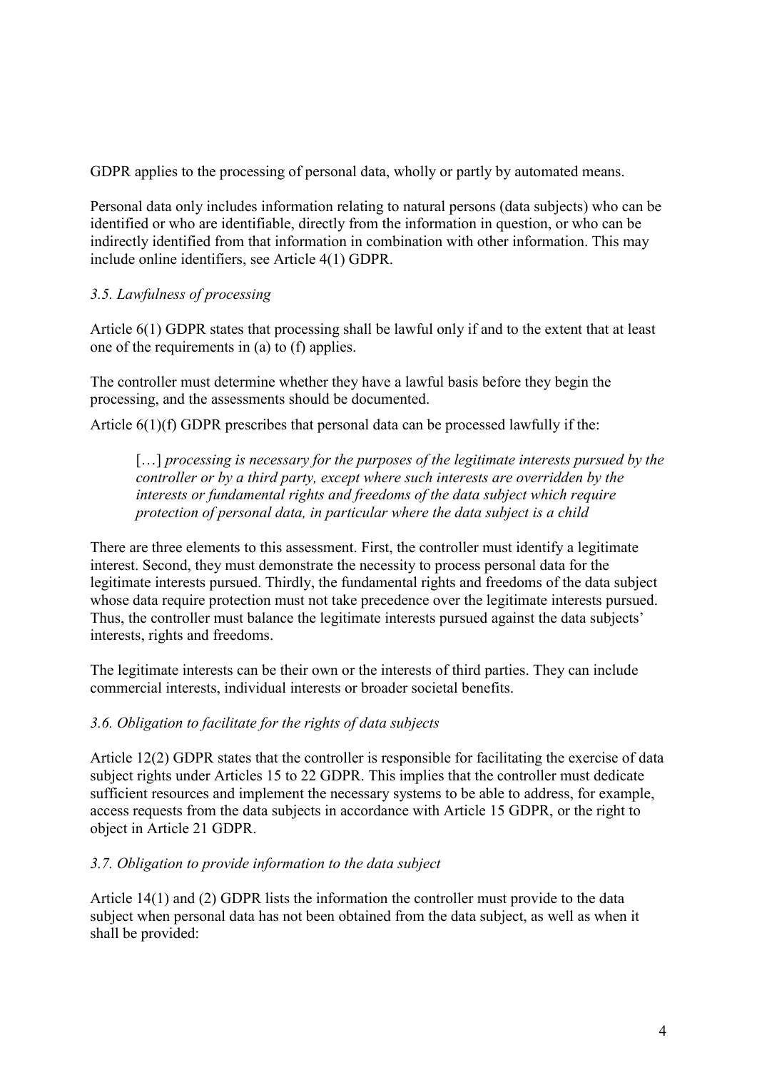GDPR applies to the processing of personal data, wholly or partly by automated means.

Personal data only includes information relating to natural persons (data subjects) who can be identified or who are identifiable, directly from the information in question, or who can be indirectly identified from that information in combination with other information. This may include online identifiers, see Article 4(1) GDPR.

### *3.5. Lawfulness of processing*

Article 6(1) GDPR states that processing shall be lawful only if and to the extent that at least one of the requirements in (a) to (f) applies.

The controller must determine whether they have a lawful basis before they begin the processing, and the assessments should be documented.

Article 6(1)(f) GDPR prescribes that personal data can be processed lawfully if the:

> […] *processing is necessary for the purposes of the legitimate interests pursued by the controller or by a third party, except where such interests are overridden by the interests or fundamental rights and freedoms of the data subject which require protection of personal data, in particular where the data subject is a child*

There are three elements to this assessment. First, the controller must identify a legitimate interest. Second, they must demonstrate the necessity to process personal data for the legitimate interests pursued. Thirdly, the fundamental rights and freedoms of the data subject whose data require protection must not take precedence over the legitimate interests pursued. Thus, the controller must balance the legitimate interests pursued against the data subjects' interests, rights and freedoms.

The legitimate interests can be their own or the interests of third parties. They can include commercial interests, individual interests or broader societal benefits.

### *3.6. Obligation to facilitate for the rights of data subjects*

Article 12(2) GDPR states that the controller is responsible for facilitating the exercise of data subject rights under Articles 15 to 22 GDPR. This implies that the controller must dedicate sufficient resources and implement the necessary systems to be able to address, for example, access requests from the data subjects in accordance with Article 15 GDPR, or the right to object in Article 21 GDPR.

### *3.7. Obligation to provide information to the data subject*

Article 14(1) and (2) GDPR lists the information the controller must provide to the data subject when personal data has not been obtained from the data subject, as well as when it shall be provided: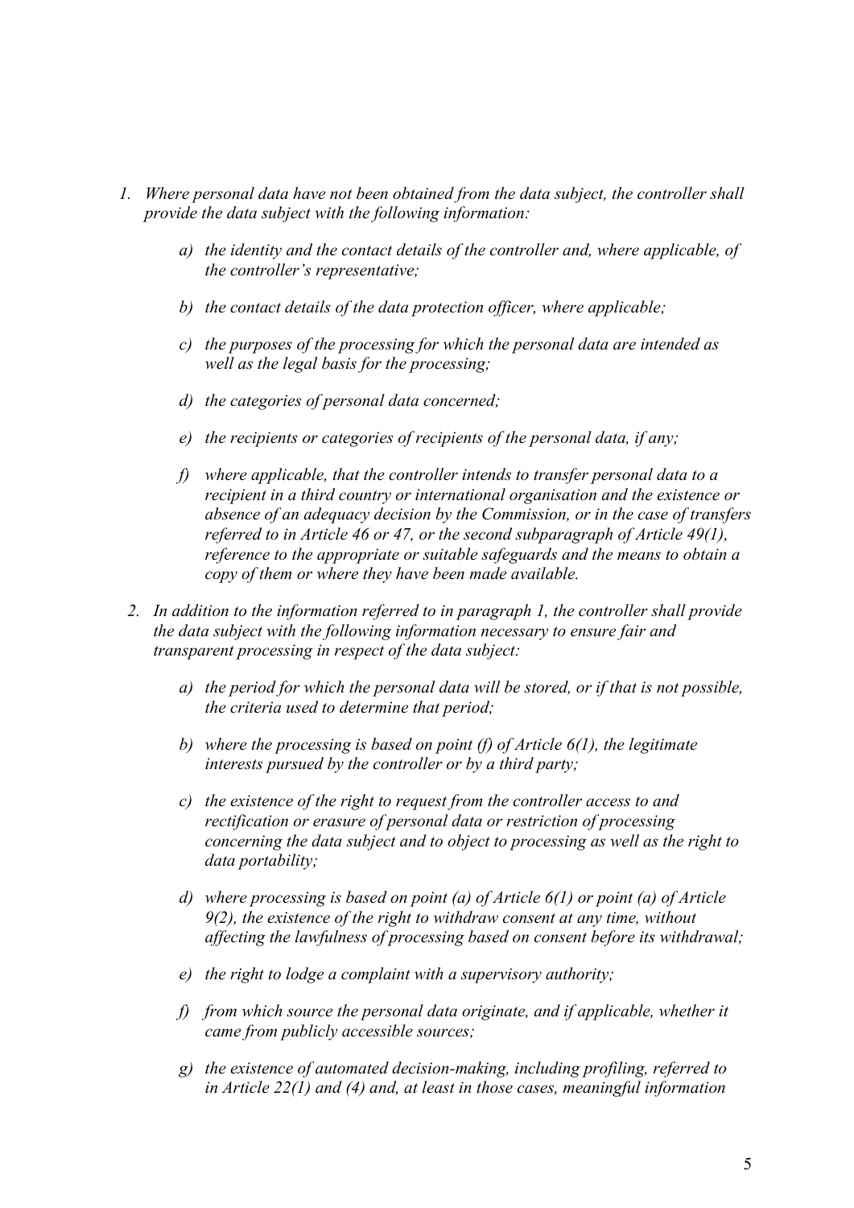1. *Where personal data have not been obtained from the data subject, the controller shall provide the data subject with the following information:*

    a) *the identity and the contact details of the controller and, where applicable, of the controller's representative;*

    b) *the contact details of the data protection officer, where applicable;*

    c) *the purposes of the processing for which the personal data are intended as well as the legal basis for the processing;*

    d) *the categories of personal data concerned;*

    e) *the recipients or categories of recipients of the personal data, if any;*

    f) *where applicable, that the controller intends to transfer personal data to a recipient in a third country or international organisation and the existence or absence of an adequacy decision by the Commission, or in the case of transfers referred to in Article 46 or 47, or the second subparagraph of Article 49(1), reference to the appropriate or suitable safeguards and the means to obtain a copy of them or where they have been made available.*

2. *In addition to the information referred to in paragraph 1, the controller shall provide the data subject with the following information necessary to ensure fair and transparent processing in respect of the data subject:*

    a) *the period for which the personal data will be stored, or if that is not possible, the criteria used to determine that period;*

    b) *where the processing is based on point (f) of Article 6(1), the legitimate interests pursued by the controller or by a third party;*

    c) *the existence of the right to request from the controller access to and rectification or erasure of personal data or restriction of processing concerning the data subject and to object to processing as well as the right to data portability;*

    d) *where processing is based on point (a) of Article 6(1) or point (a) of Article 9(2), the existence of the right to withdraw consent at any time, without affecting the lawfulness of processing based on consent before its withdrawal;*

    e) *the right to lodge a complaint with a supervisory authority;*

    f) *from which source the personal data originate, and if applicable, whether it came from publicly accessible sources;*

    g) *the existence of automated decision-making, including profiling, referred to in Article 22(1) and (4) and, at least in those cases, meaningful information*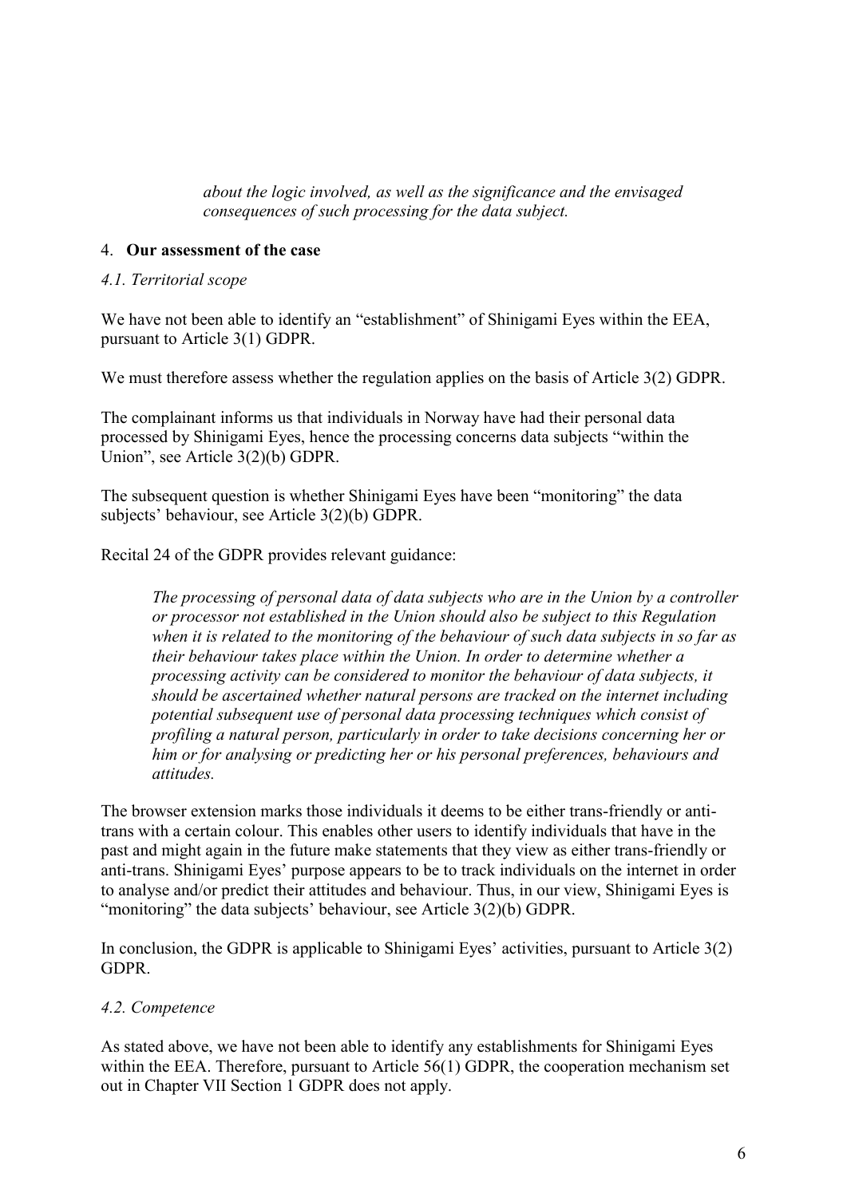*about the logic involved, as well as the significance and the envisaged consequences of such processing for the data subject.*

## 4. **Our assessment of the case**

### *4.1. Territorial scope*

We have not been able to identify an "establishment" of Shinigami Eyes within the EEA, pursuant to Article 3(1) GDPR.

We must therefore assess whether the regulation applies on the basis of Article 3(2) GDPR.

The complainant informs us that individuals in Norway have had their personal data processed by Shinigami Eyes, hence the processing concerns data subjects "within the Union", see Article 3(2)(b) GDPR.

The subsequent question is whether Shinigami Eyes have been "monitoring" the data subjects' behaviour, see Article 3(2)(b) GDPR.

Recital 24 of the GDPR provides relevant guidance:

> *The processing of personal data of data subjects who are in the Union by a controller or processor not established in the Union should also be subject to this Regulation when it is related to the monitoring of the behaviour of such data subjects in so far as their behaviour takes place within the Union. In order to determine whether a processing activity can be considered to monitor the behaviour of data subjects, it should be ascertained whether natural persons are tracked on the internet including potential subsequent use of personal data processing techniques which consist of profiling a natural person, particularly in order to take decisions concerning her or him or for analysing or predicting her or his personal preferences, behaviours and attitudes.*

The browser extension marks those individuals it deems to be either trans-friendly or anti-trans with a certain colour. This enables other users to identify individuals that have in the past and might again in the future make statements that they view as either trans-friendly or anti-trans. Shinigami Eyes' purpose appears to be to track individuals on the internet in order to analyse and/or predict their attitudes and behaviour. Thus, in our view, Shinigami Eyes is "monitoring" the data subjects' behaviour, see Article 3(2)(b) GDPR.

In conclusion, the GDPR is applicable to Shinigami Eyes' activities, pursuant to Article 3(2) GDPR.

### *4.2. Competence*

As stated above, we have not been able to identify any establishments for Shinigami Eyes within the EEA. Therefore, pursuant to Article 56(1) GDPR, the cooperation mechanism set out in Chapter VII Section 1 GDPR does not apply.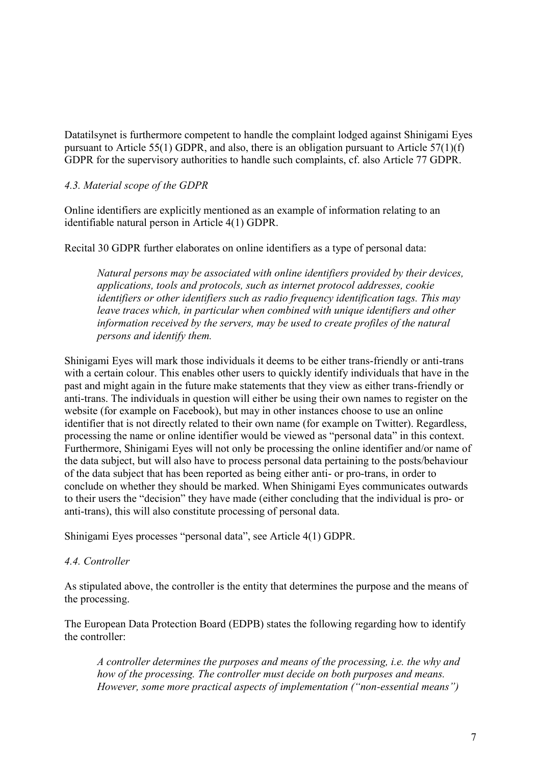Datatilsynet is furthermore competent to handle the complaint lodged against Shinigami Eyes pursuant to Article 55(1) GDPR, and also, there is an obligation pursuant to Article 57(1)(f) GDPR for the supervisory authorities to handle such complaints, cf. also Article 77 GDPR.

### *4.3. Material scope of the GDPR*

Online identifiers are explicitly mentioned as an example of information relating to an identifiable natural person in Article 4(1) GDPR.

Recital 30 GDPR further elaborates on online identifiers as a type of personal data:

> *Natural persons may be associated with online identifiers provided by their devices, applications, tools and protocols, such as internet protocol addresses, cookie identifiers or other identifiers such as radio frequency identification tags. This may leave traces which, in particular when combined with unique identifiers and other information received by the servers, may be used to create profiles of the natural persons and identify them.*

Shinigami Eyes will mark those individuals it deems to be either trans-friendly or anti-trans with a certain colour. This enables other users to quickly identify individuals that have in the past and might again in the future make statements that they view as either trans-friendly or anti-trans. The individuals in question will either be using their own names to register on the website (for example on Facebook), but may in other instances choose to use an online identifier that is not directly related to their own name (for example on Twitter). Regardless, processing the name or online identifier would be viewed as "personal data" in this context. Furthermore, Shinigami Eyes will not only be processing the online identifier and/or name of the data subject, but will also have to process personal data pertaining to the posts/behaviour of the data subject that has been reported as being either anti- or pro-trans, in order to conclude on whether they should be marked. When Shinigami Eyes communicates outwards to their users the "decision" they have made (either concluding that the individual is pro- or anti-trans), this will also constitute processing of personal data.

Shinigami Eyes processes "personal data", see Article 4(1) GDPR.

### *4.4. Controller*

As stipulated above, the controller is the entity that determines the purpose and the means of the processing.

The European Data Protection Board (EDPB) states the following regarding how to identify the controller:

> *A controller determines the purposes and means of the processing, i.e. the why and how of the processing. The controller must decide on both purposes and means. However, some more practical aspects of implementation ("non-essential means")*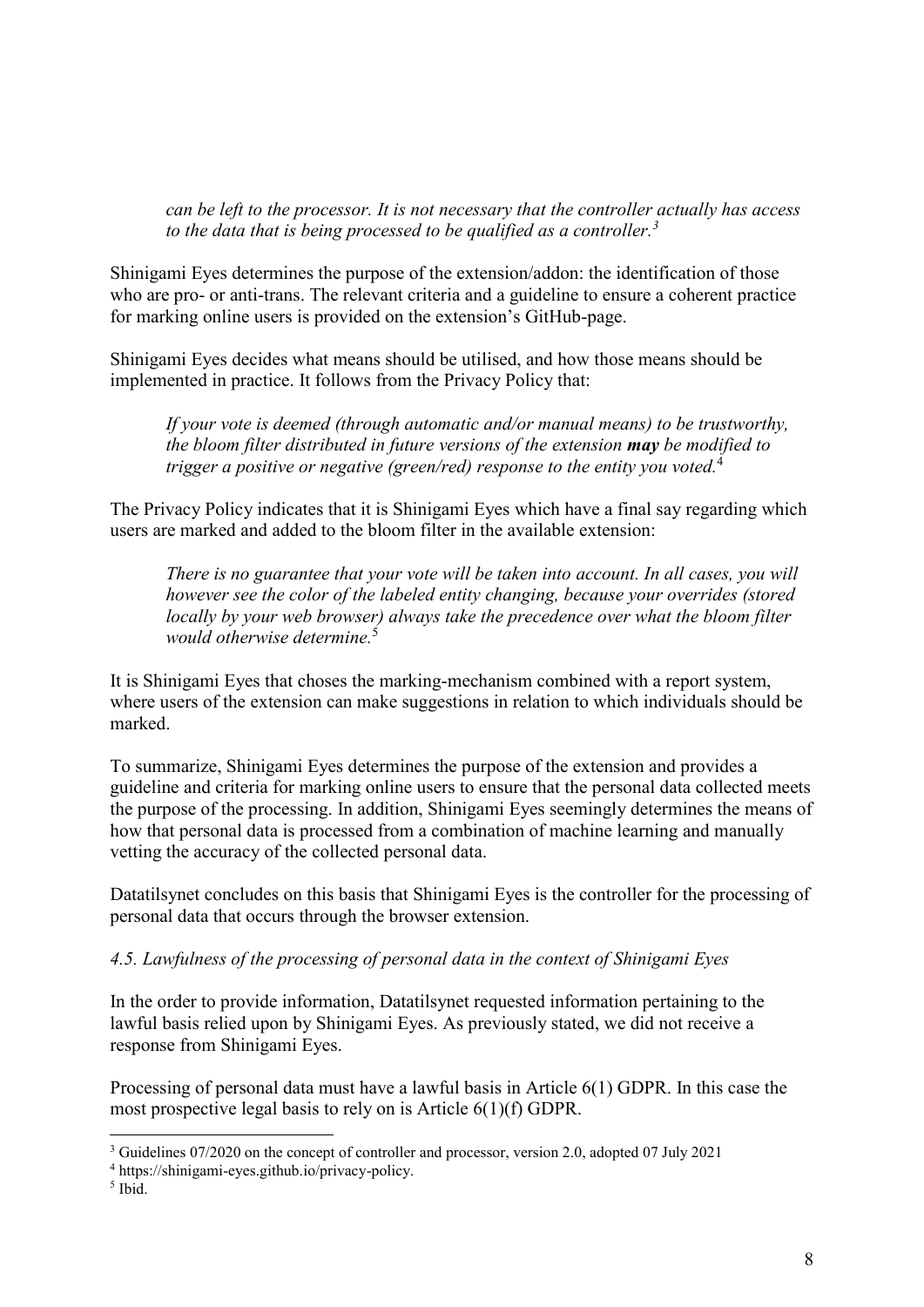*can be left to the processor. It is not necessary that the controller actually has access to the data that is being processed to be qualified as a controller.*[3]

Shinigami Eyes determines the purpose of the extension/addon: the identification of those who are pro- or anti-trans. The relevant criteria and a guideline to ensure a coherent practice for marking online users is provided on the extension's GitHub-page.

Shinigami Eyes decides what means should be utilised, and how those means should be implemented in practice. It follows from the Privacy Policy that:

> *If your vote is deemed (through automatic and/or manual means) to be trustworthy, the bloom filter distributed in future versions of the extension **may** be modified to trigger a positive or negative (green/red) response to the entity you voted.*[4]

The Privacy Policy indicates that it is Shinigami Eyes which have a final say regarding which users are marked and added to the bloom filter in the available extension:

> *There is no guarantee that your vote will be taken into account. In all cases, you will however see the color of the labeled entity changing, because your overrides (stored locally by your web browser) always take the precedence over what the bloom filter would otherwise determine.*[5]

It is Shinigami Eyes that choses the marking-mechanism combined with a report system, where users of the extension can make suggestions in relation to which individuals should be marked.

To summarize, Shinigami Eyes determines the purpose of the extension and provides a guideline and criteria for marking online users to ensure that the personal data collected meets the purpose of the processing. In addition, Shinigami Eyes seemingly determines the means of how that personal data is processed from a combination of machine learning and manually vetting the accuracy of the collected personal data.

Datatilsynet concludes on this basis that Shinigami Eyes is the controller for the processing of personal data that occurs through the browser extension.

*4.5. Lawfulness of the processing of personal data in the context of Shinigami Eyes*

In the order to provide information, Datatilsynet requested information pertaining to the lawful basis relied upon by Shinigami Eyes. As previously stated, we did not receive a response from Shinigami Eyes.

Processing of personal data must have a lawful basis in Article 6(1) GDPR. In this case the most prospective legal basis to rely on is Article 6(1)(f) GDPR.

---

[3] Guidelines 07/2020 on the concept of controller and processor, version 2.0, adopted 07 July 2021

[4] https://shinigami-eyes.github.io/privacy-policy.

[5] Ibid.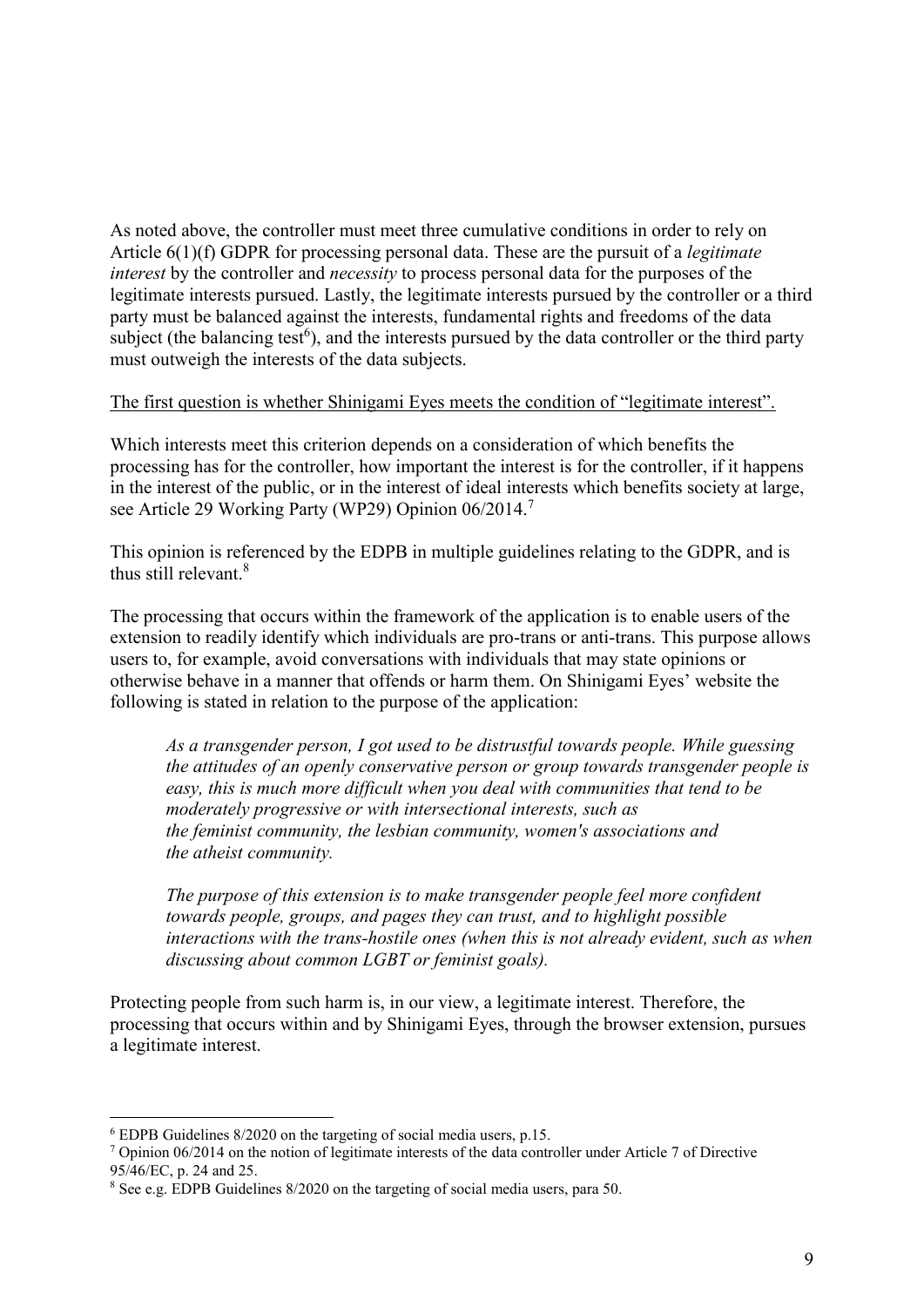As noted above, the controller must meet three cumulative conditions in order to rely on Article 6(1)(f) GDPR for processing personal data. These are the pursuit of a *legitimate interest* by the controller and *necessity* to process personal data for the purposes of the legitimate interests pursued. Lastly, the legitimate interests pursued by the controller or a third party must be balanced against the interests, fundamental rights and freedoms of the data subject (the balancing test[6]), and the interests pursued by the data controller or the third party must outweigh the interests of the data subjects.

<u>The first question is whether Shinigami Eyes meets the condition of "legitimate interest".</u>

Which interests meet this criterion depends on a consideration of which benefits the processing has for the controller, how important the interest is for the controller, if it happens in the interest of the public, or in the interest of ideal interests which benefits society at large, see Article 29 Working Party (WP29) Opinion 06/2014.[7]

This opinion is referenced by the EDPB in multiple guidelines relating to the GDPR, and is thus still relevant.[8]

The processing that occurs within the framework of the application is to enable users of the extension to readily identify which individuals are pro-trans or anti-trans. This purpose allows users to, for example, avoid conversations with individuals that may state opinions or otherwise behave in a manner that offends or harm them. On Shinigami Eyes' website the following is stated in relation to the purpose of the application:

> *As a transgender person, I got used to be distrustful towards people. While guessing the attitudes of an openly conservative person or group towards transgender people is easy, this is much more difficult when you deal with communities that tend to be moderately progressive or with intersectional interests, such as the feminist community, the lesbian community, women's associations and the atheist community.*
>
> *The purpose of this extension is to make transgender people feel more confident towards people, groups, and pages they can trust, and to highlight possible interactions with the trans-hostile ones (when this is not already evident, such as when discussing about common LGBT or feminist goals).*

Protecting people from such harm is, in our view, a legitimate interest. Therefore, the processing that occurs within and by Shinigami Eyes, through the browser extension, pursues a legitimate interest.

---

[6] EDPB Guidelines 8/2020 on the targeting of social media users, p.15.

[7] Opinion 06/2014 on the notion of legitimate interests of the data controller under Article 7 of Directive 95/46/EC, p. 24 and 25.

[8] See e.g. EDPB Guidelines 8/2020 on the targeting of social media users, para 50.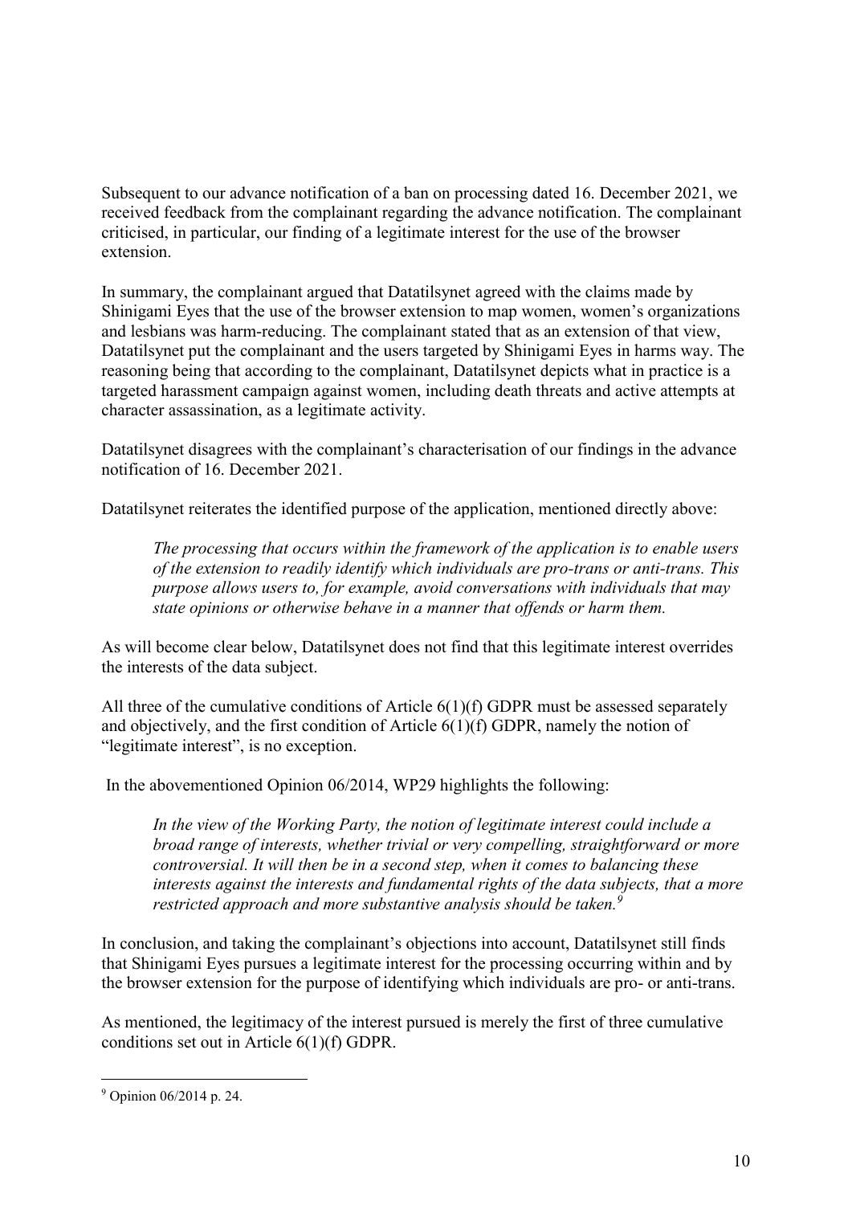Subsequent to our advance notification of a ban on processing dated 16. December 2021, we received feedback from the complainant regarding the advance notification. The complainant criticised, in particular, our finding of a legitimate interest for the use of the browser extension.

In summary, the complainant argued that Datatilsynet agreed with the claims made by Shinigami Eyes that the use of the browser extension to map women, women's organizations and lesbians was harm-reducing. The complainant stated that as an extension of that view, Datatilsynet put the complainant and the users targeted by Shinigami Eyes in harms way. The reasoning being that according to the complainant, Datatilsynet depicts what in practice is a targeted harassment campaign against women, including death threats and active attempts at character assassination, as a legitimate activity.

Datatilsynet disagrees with the complainant's characterisation of our findings in the advance notification of 16. December 2021.

Datatilsynet reiterates the identified purpose of the application, mentioned directly above:

> *The processing that occurs within the framework of the application is to enable users of the extension to readily identify which individuals are pro-trans or anti-trans. This purpose allows users to, for example, avoid conversations with individuals that may state opinions or otherwise behave in a manner that offends or harm them.*

As will become clear below, Datatilsynet does not find that this legitimate interest overrides the interests of the data subject.

All three of the cumulative conditions of Article 6(1)(f) GDPR must be assessed separately and objectively, and the first condition of Article 6(1)(f) GDPR, namely the notion of "legitimate interest", is no exception.

In the abovementioned Opinion 06/2014, WP29 highlights the following:

> *In the view of the Working Party, the notion of legitimate interest could include a broad range of interests, whether trivial or very compelling, straightforward or more controversial. It will then be in a second step, when it comes to balancing these interests against the interests and fundamental rights of the data subjects, that a more restricted approach and more substantive analysis should be taken.*[9]

In conclusion, and taking the complainant's objections into account, Datatilsynet still finds that Shinigami Eyes pursues a legitimate interest for the processing occurring within and by the browser extension for the purpose of identifying which individuals are pro- or anti-trans.

As mentioned, the legitimacy of the interest pursued is merely the first of three cumulative conditions set out in Article 6(1)(f) GDPR.

---

[9] Opinion 06/2014 p. 24.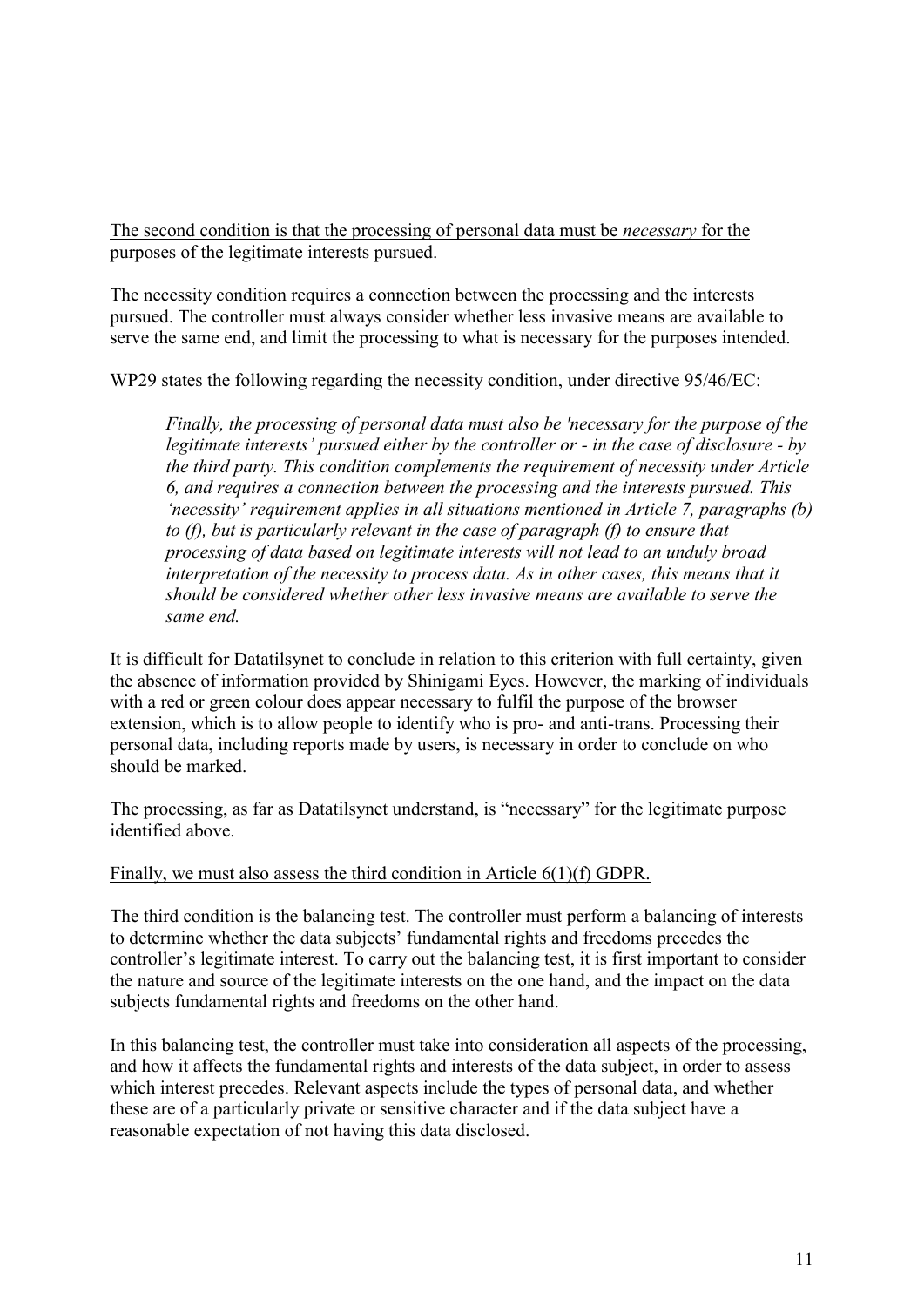The second condition is that the processing of personal data must be *necessary* for the purposes of the legitimate interests pursued.

The necessity condition requires a connection between the processing and the interests pursued. The controller must always consider whether less invasive means are available to serve the same end, and limit the processing to what is necessary for the purposes intended.

WP29 states the following regarding the necessity condition, under directive 95/46/EC:

> *Finally, the processing of personal data must also be 'necessary for the purpose of the legitimate interests' pursued either by the controller or - in the case of disclosure - by the third party. This condition complements the requirement of necessity under Article 6, and requires a connection between the processing and the interests pursued. This 'necessity' requirement applies in all situations mentioned in Article 7, paragraphs (b) to (f), but is particularly relevant in the case of paragraph (f) to ensure that processing of data based on legitimate interests will not lead to an unduly broad interpretation of the necessity to process data. As in other cases, this means that it should be considered whether other less invasive means are available to serve the same end.*

It is difficult for Datatilsynet to conclude in relation to this criterion with full certainty, given the absence of information provided by Shinigami Eyes. However, the marking of individuals with a red or green colour does appear necessary to fulfil the purpose of the browser extension, which is to allow people to identify who is pro- and anti-trans. Processing their personal data, including reports made by users, is necessary in order to conclude on who should be marked.

The processing, as far as Datatilsynet understand, is "necessary" for the legitimate purpose identified above.

Finally, we must also assess the third condition in Article 6(1)(f) GDPR.

The third condition is the balancing test. The controller must perform a balancing of interests to determine whether the data subjects' fundamental rights and freedoms precedes the controller's legitimate interest. To carry out the balancing test, it is first important to consider the nature and source of the legitimate interests on the one hand, and the impact on the data subjects fundamental rights and freedoms on the other hand.

In this balancing test, the controller must take into consideration all aspects of the processing, and how it affects the fundamental rights and interests of the data subject, in order to assess which interest precedes. Relevant aspects include the types of personal data, and whether these are of a particularly private or sensitive character and if the data subject have a reasonable expectation of not having this data disclosed.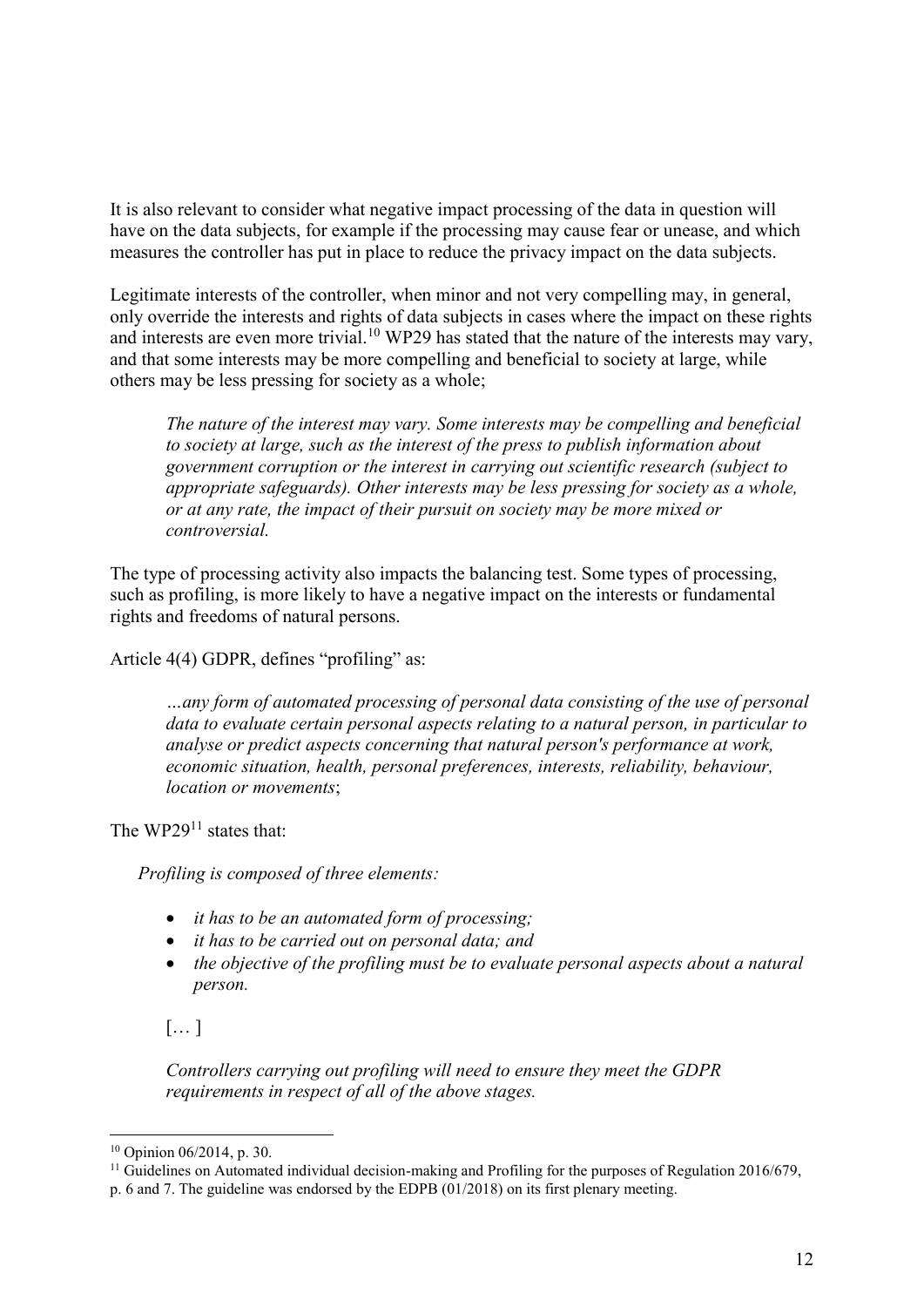It is also relevant to consider what negative impact processing of the data in question will have on the data subjects, for example if the processing may cause fear or unease, and which measures the controller has put in place to reduce the privacy impact on the data subjects.

Legitimate interests of the controller, when minor and not very compelling may, in general, only override the interests and rights of data subjects in cases where the impact on these rights and interests are even more trivial.[10] WP29 has stated that the nature of the interests may vary, and that some interests may be more compelling and beneficial to society at large, while others may be less pressing for society as a whole;

> *The nature of the interest may vary. Some interests may be compelling and beneficial to society at large, such as the interest of the press to publish information about government corruption or the interest in carrying out scientific research (subject to appropriate safeguards). Other interests may be less pressing for society as a whole, or at any rate, the impact of their pursuit on society may be more mixed or controversial.*

The type of processing activity also impacts the balancing test. Some types of processing, such as profiling, is more likely to have a negative impact on the interests or fundamental rights and freedoms of natural persons.

Article 4(4) GDPR, defines "profiling" as:

> *…any form of automated processing of personal data consisting of the use of personal data to evaluate certain personal aspects relating to a natural person, in particular to analyse or predict aspects concerning that natural person's performance at work, economic situation, health, personal preferences, interests, reliability, behaviour, location or movements*;

The WP29[11] states that:

> *Profiling is composed of three elements:*
>
> - *it has to be an automated form of processing;*
> - *it has to be carried out on personal data; and*
> - *the objective of the profiling must be to evaluate personal aspects about a natural person.*
>
> […]
>
> *Controllers carrying out profiling will need to ensure they meet the GDPR requirements in respect of all of the above stages.*

---

[10] Opinion 06/2014, p. 30.

[11] Guidelines on Automated individual decision-making and Profiling for the purposes of Regulation 2016/679, p. 6 and 7. The guideline was endorsed by the EDPB (01/2018) on its first plenary meeting.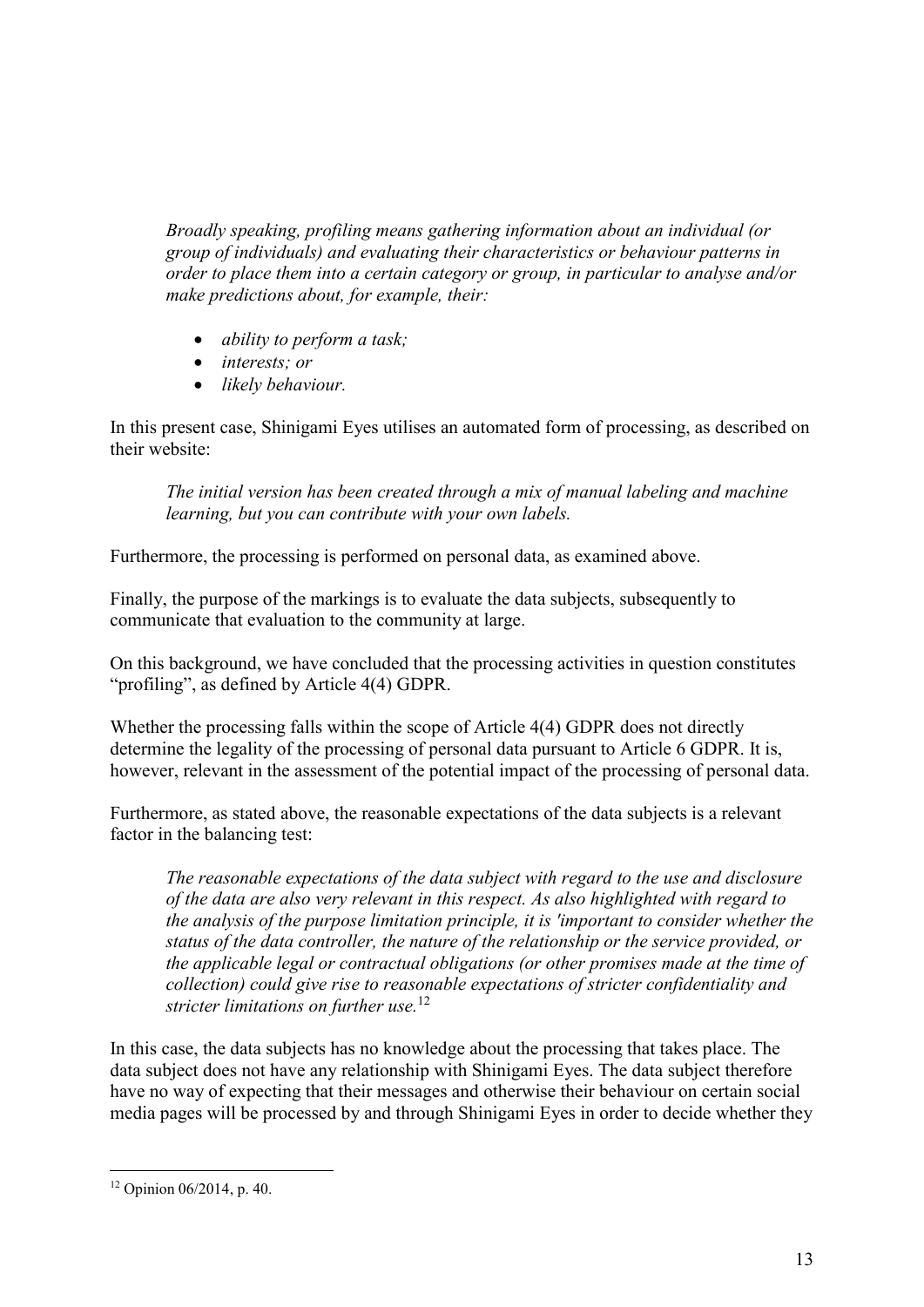> *Broadly speaking, profiling means gathering information about an individual (or group of individuals) and evaluating their characteristics or behaviour patterns in order to place them into a certain category or group, in particular to analyse and/or make predictions about, for example, their:*
>
> - *ability to perform a task;*
> - *interests; or*
> - *likely behaviour.*

In this present case, Shinigami Eyes utilises an automated form of processing, as described on their website:

> *The initial version has been created through a mix of manual labeling and machine learning, but you can contribute with your own labels.*

Furthermore, the processing is performed on personal data, as examined above.

Finally, the purpose of the markings is to evaluate the data subjects, subsequently to communicate that evaluation to the community at large.

On this background, we have concluded that the processing activities in question constitutes "profiling", as defined by Article 4(4) GDPR.

Whether the processing falls within the scope of Article 4(4) GDPR does not directly determine the legality of the processing of personal data pursuant to Article 6 GDPR. It is, however, relevant in the assessment of the potential impact of the processing of personal data.

Furthermore, as stated above, the reasonable expectations of the data subjects is a relevant factor in the balancing test:

> *The reasonable expectations of the data subject with regard to the use and disclosure of the data are also very relevant in this respect. As also highlighted with regard to the analysis of the purpose limitation principle, it is 'important to consider whether the status of the data controller, the nature of the relationship or the service provided, or the applicable legal or contractual obligations (or other promises made at the time of collection) could give rise to reasonable expectations of stricter confidentiality and stricter limitations on further use.*[12]

In this case, the data subjects has no knowledge about the processing that takes place. The data subject does not have any relationship with Shinigami Eyes. The data subject therefore have no way of expecting that their messages and otherwise their behaviour on certain social media pages will be processed by and through Shinigami Eyes in order to decide whether they

---

[12] Opinion 06/2014, p. 40.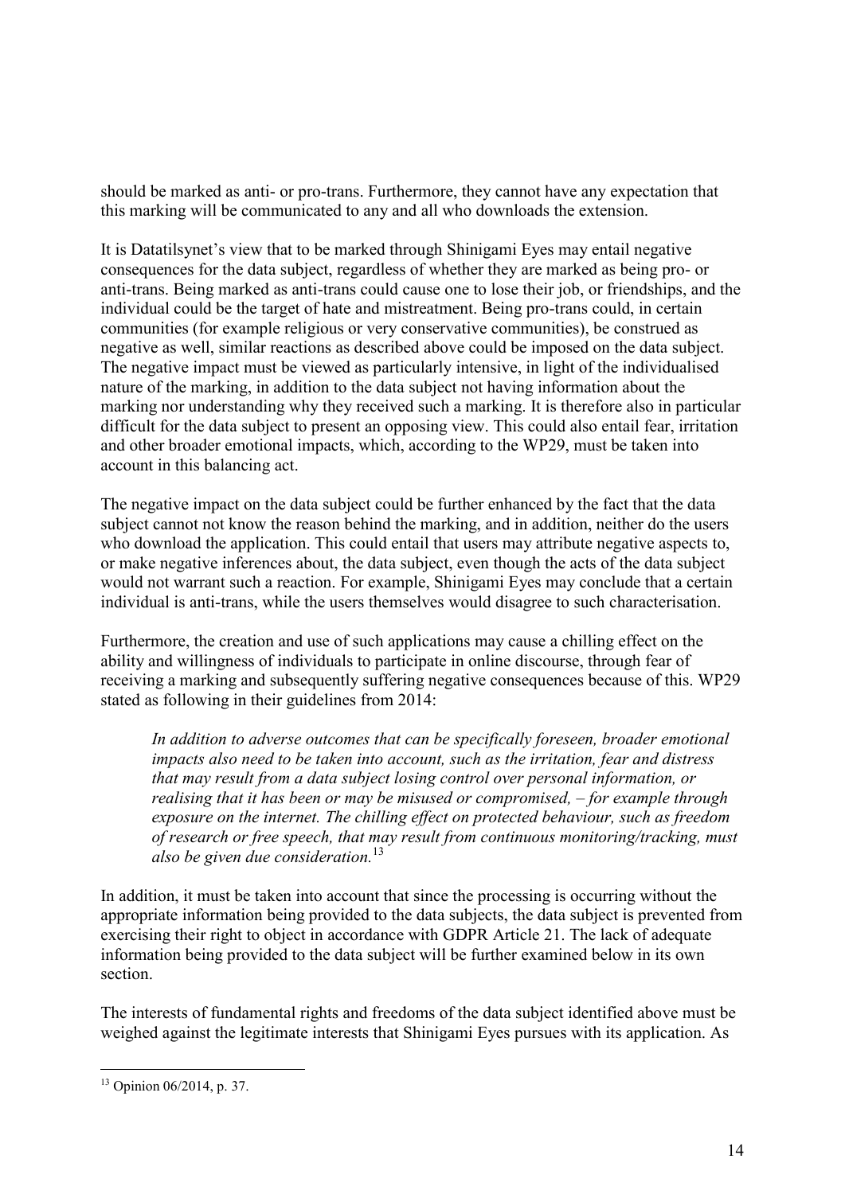should be marked as anti- or pro-trans. Furthermore, they cannot have any expectation that this marking will be communicated to any and all who downloads the extension.

It is Datatilsynet's view that to be marked through Shinigami Eyes may entail negative consequences for the data subject, regardless of whether they are marked as being pro- or anti-trans. Being marked as anti-trans could cause one to lose their job, or friendships, and the individual could be the target of hate and mistreatment. Being pro-trans could, in certain communities (for example religious or very conservative communities), be construed as negative as well, similar reactions as described above could be imposed on the data subject. The negative impact must be viewed as particularly intensive, in light of the individualised nature of the marking, in addition to the data subject not having information about the marking nor understanding why they received such a marking. It is therefore also in particular difficult for the data subject to present an opposing view. This could also entail fear, irritation and other broader emotional impacts, which, according to the WP29, must be taken into account in this balancing act.

The negative impact on the data subject could be further enhanced by the fact that the data subject cannot not know the reason behind the marking, and in addition, neither do the users who download the application. This could entail that users may attribute negative aspects to, or make negative inferences about, the data subject, even though the acts of the data subject would not warrant such a reaction. For example, Shinigami Eyes may conclude that a certain individual is anti-trans, while the users themselves would disagree to such characterisation.

Furthermore, the creation and use of such applications may cause a chilling effect on the ability and willingness of individuals to participate in online discourse, through fear of receiving a marking and subsequently suffering negative consequences because of this. WP29 stated as following in their guidelines from 2014:

> *In addition to adverse outcomes that can be specifically foreseen, broader emotional impacts also need to be taken into account, such as the irritation, fear and distress that may result from a data subject losing control over personal information, or realising that it has been or may be misused or compromised, – for example through exposure on the internet. The chilling effect on protected behaviour, such as freedom of research or free speech, that may result from continuous monitoring/tracking, must also be given due consideration.*[13]

In addition, it must be taken into account that since the processing is occurring without the appropriate information being provided to the data subjects, the data subject is prevented from exercising their right to object in accordance with GDPR Article 21. The lack of adequate information being provided to the data subject will be further examined below in its own section.

The interests of fundamental rights and freedoms of the data subject identified above must be weighed against the legitimate interests that Shinigami Eyes pursues with its application. As

[13] Opinion 06/2014, p. 37.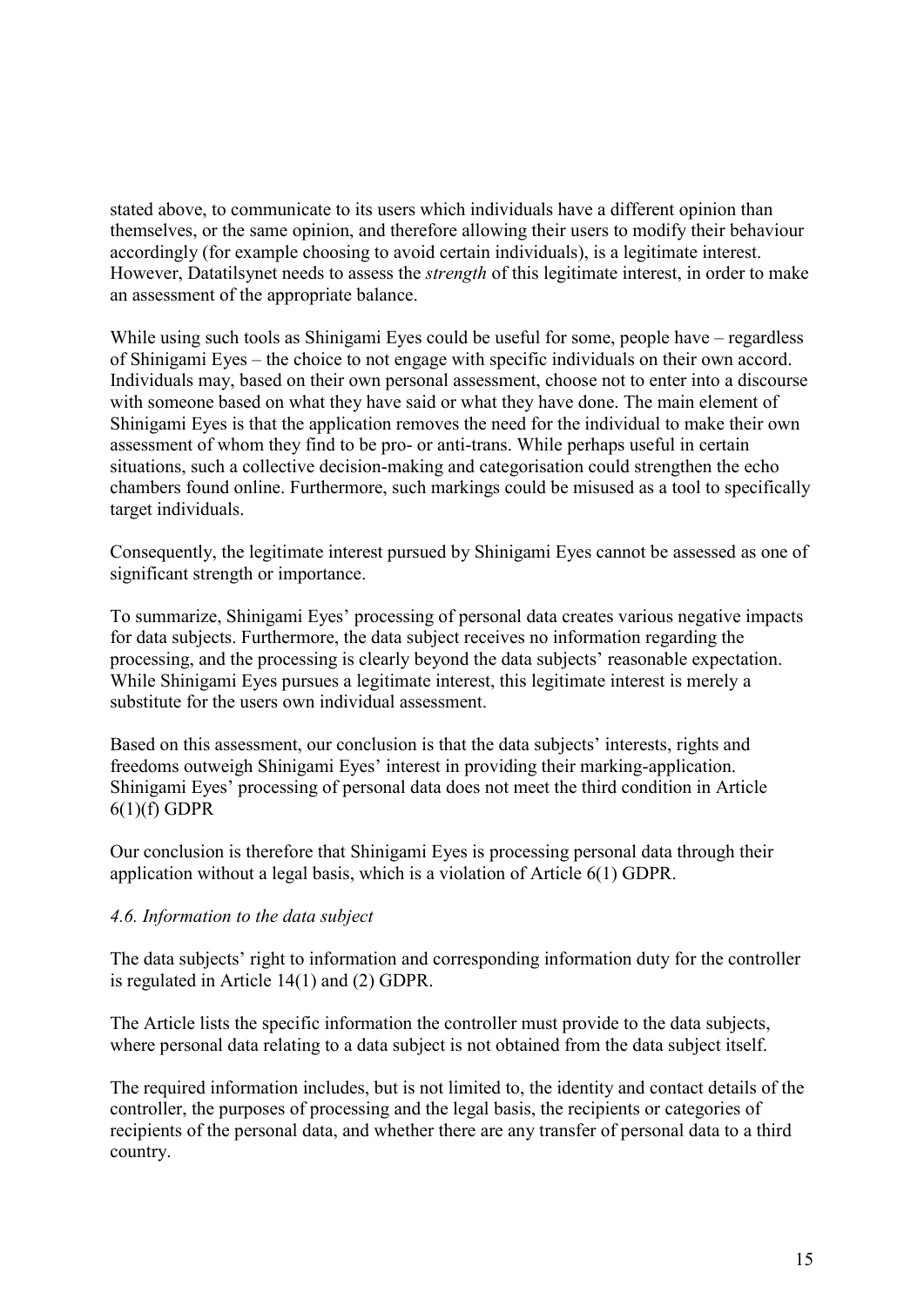stated above, to communicate to its users which individuals have a different opinion than themselves, or the same opinion, and therefore allowing their users to modify their behaviour accordingly (for example choosing to avoid certain individuals), is a legitimate interest. However, Datatilsynet needs to assess the *strength* of this legitimate interest, in order to make an assessment of the appropriate balance.

While using such tools as Shinigami Eyes could be useful for some, people have – regardless of Shinigami Eyes – the choice to not engage with specific individuals on their own accord. Individuals may, based on their own personal assessment, choose not to enter into a discourse with someone based on what they have said or what they have done. The main element of Shinigami Eyes is that the application removes the need for the individual to make their own assessment of whom they find to be pro- or anti-trans. While perhaps useful in certain situations, such a collective decision-making and categorisation could strengthen the echo chambers found online. Furthermore, such markings could be misused as a tool to specifically target individuals.

Consequently, the legitimate interest pursued by Shinigami Eyes cannot be assessed as one of significant strength or importance.

To summarize, Shinigami Eyes' processing of personal data creates various negative impacts for data subjects. Furthermore, the data subject receives no information regarding the processing, and the processing is clearly beyond the data subjects' reasonable expectation. While Shinigami Eyes pursues a legitimate interest, this legitimate interest is merely a substitute for the users own individual assessment.

Based on this assessment, our conclusion is that the data subjects' interests, rights and freedoms outweigh Shinigami Eyes' interest in providing their marking-application. Shinigami Eyes' processing of personal data does not meet the third condition in Article 6(1)(f) GDPR

Our conclusion is therefore that Shinigami Eyes is processing personal data through their application without a legal basis, which is a violation of Article 6(1) GDPR.

### *4.6. Information to the data subject*

The data subjects' right to information and corresponding information duty for the controller is regulated in Article 14(1) and (2) GDPR.

The Article lists the specific information the controller must provide to the data subjects, where personal data relating to a data subject is not obtained from the data subject itself.

The required information includes, but is not limited to, the identity and contact details of the controller, the purposes of processing and the legal basis, the recipients or categories of recipients of the personal data, and whether there are any transfer of personal data to a third country.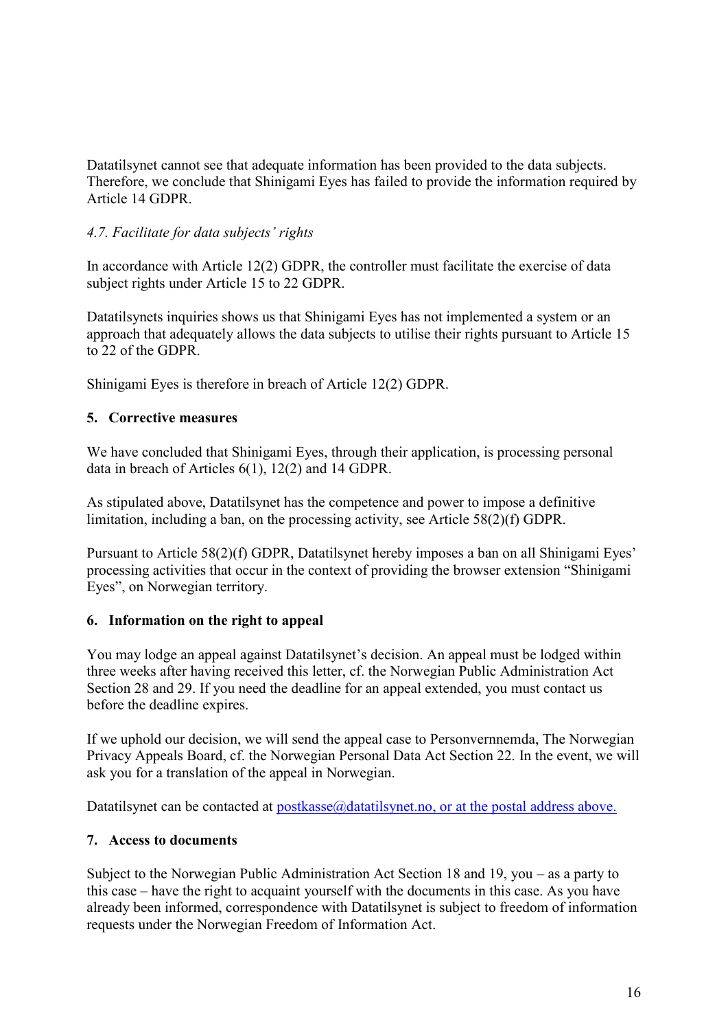Datatilsynet cannot see that adequate information has been provided to the data subjects. Therefore, we conclude that Shinigami Eyes has failed to provide the information required by Article 14 GDPR.

*4.7. Facilitate for data subjects' rights*

In accordance with Article 12(2) GDPR, the controller must facilitate the exercise of data subject rights under Article 15 to 22 GDPR.

Datatilsynets inquiries shows us that Shinigami Eyes has not implemented a system or an approach that adequately allows the data subjects to utilise their rights pursuant to Article 15 to 22 of the GDPR.

Shinigami Eyes is therefore in breach of Article 12(2) GDPR.

## 5. Corrective measures

We have concluded that Shinigami Eyes, through their application, is processing personal data in breach of Articles 6(1), 12(2) and 14 GDPR.

As stipulated above, Datatilsynet has the competence and power to impose a definitive limitation, including a ban, on the processing activity, see Article 58(2)(f) GDPR.

Pursuant to Article 58(2)(f) GDPR, Datatilsynet hereby imposes a ban on all Shinigami Eyes' processing activities that occur in the context of providing the browser extension "Shinigami Eyes", on Norwegian territory.

## 6. Information on the right to appeal

You may lodge an appeal against Datatilsynet's decision. An appeal must be lodged within three weeks after having received this letter, cf. the Norwegian Public Administration Act Section 28 and 29. If you need the deadline for an appeal extended, you must contact us before the deadline expires.

If we uphold our decision, we will send the appeal case to Personvernnemda, The Norwegian Privacy Appeals Board, cf. the Norwegian Personal Data Act Section 22. In the event, we will ask you for a translation of the appeal in Norwegian.

Datatilsynet can be contacted at postkasse@datatilsynet.no, or at the postal address above.

## 7. Access to documents

Subject to the Norwegian Public Administration Act Section 18 and 19, you – as a party to this case – have the right to acquaint yourself with the documents in this case. As you have already been informed, correspondence with Datatilsynet is subject to freedom of information requests under the Norwegian Freedom of Information Act.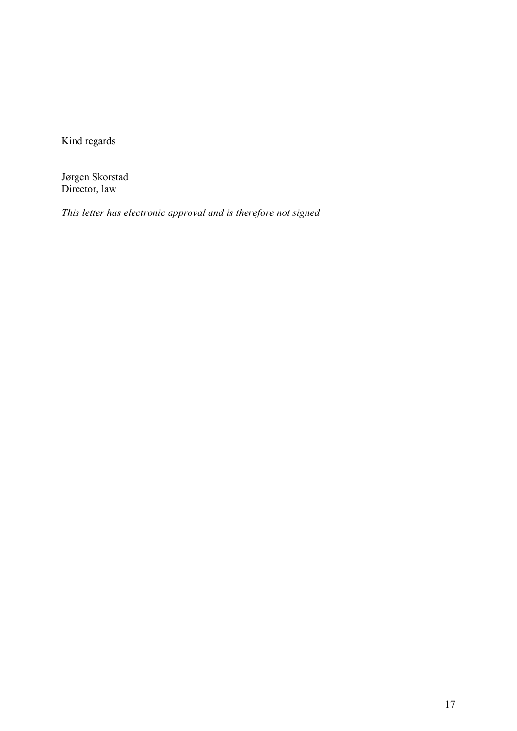Kind regards

Jørgen Skorstad
Director, law

*This letter has electronic approval and is therefore not signed*